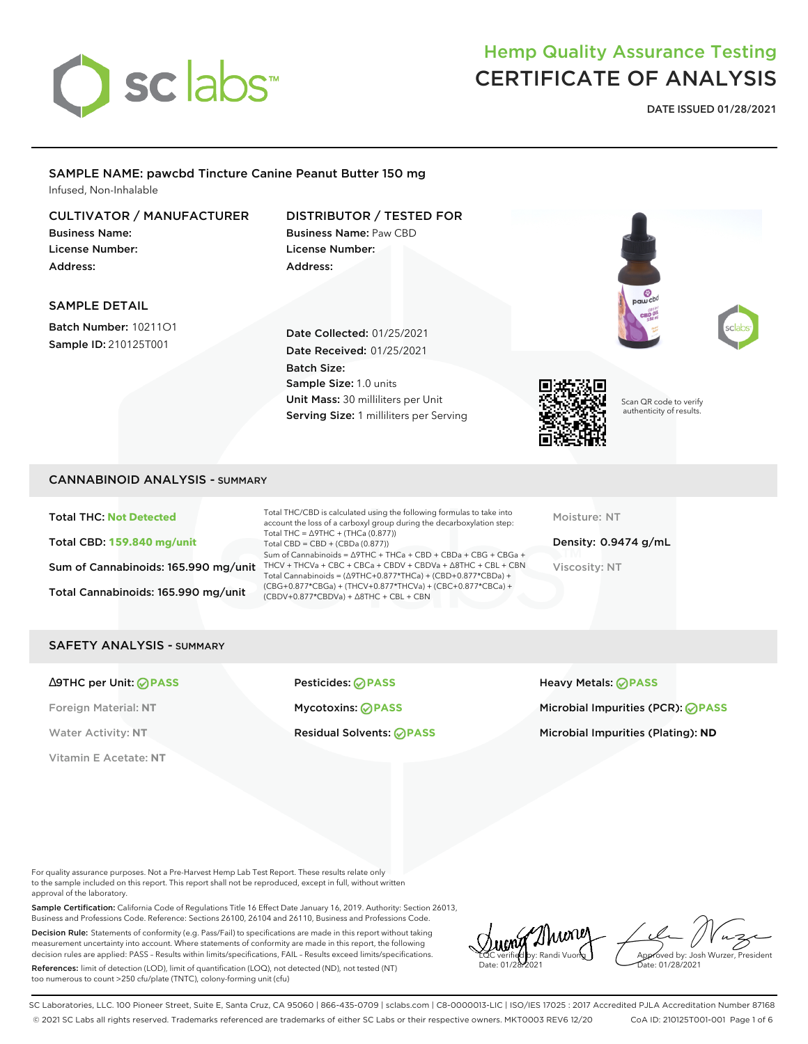# Hemp Quality Assurance Testing
# CERTIFICATE OF ANALYSIS

**DATE ISSUED 01/28/2021**

## SAMPLE NAME: pawcbd Tincture Canine Peanut Butter 150 mg

Infused, Non-Inhalable

### CULTIVATOR / MANUFACTURER

**Business Name:**
**License Number:**
**Address:**

### DISTRIBUTOR / TESTED FOR

**Business Name:** Paw CBD
**License Number:**
**Address:**

### SAMPLE DETAIL

**Batch Number:** 10211O1
**Sample ID:** 210125T001

**Date Collected:** 01/25/2021
**Date Received:** 01/25/2021
**Batch Size:**
**Sample Size:** 1.0 units
**Unit Mass:** 30 milliliters per Unit
**Serving Size:** 1 milliliters per Serving

Scan QR code to verify authenticity of results.

## CANNABINOID ANALYSIS - SUMMARY

**Total THC:** Not Detected

**Total CBD:** 159.840 mg/unit

**Sum of Cannabinoids:** 165.990 mg/unit

**Total Cannabinoids:** 165.990 mg/unit

Total THC/CBD is calculated using the following formulas to take into account the loss of a carboxyl group during the decarboxylation step:
Total THC = Δ9THC + (THCa (0.877))
Total CBD = CBD + (CBDa (0.877))
Sum of Cannabinoids = Δ9THC + THCa + CBD + CBDa + CBG + CBGa + THCV + THCVa + CBC + CBCa + CBDV + CBDVa + Δ8THC + CBL + CBN
Total Cannabinoids = (Δ9THC+0.877*THCa) + (CBD+0.877*CBDa) + (CBG+0.877*CBGa) + (THCV+0.877*THCVa) + (CBC+0.877*CBCa) + (CBDV+0.877*CBDVa) + Δ8THC + CBL + CBN

Moisture: NT

**Density:** 0.9474 g/mL

Viscosity: NT

## SAFETY ANALYSIS - SUMMARY

| | | |
|---|---|---|
| Δ9THC per Unit: PASS | Pesticides: PASS | Heavy Metals: PASS |
| Foreign Material: NT | Mycotoxins: PASS | Microbial Impurities (PCR): PASS |
| Water Activity: NT | Residual Solvents: PASS | Microbial Impurities (Plating): ND |
| Vitamin E Acetate: NT | | |

For quality assurance purposes. Not a Pre-Harvest Hemp Lab Test Report. These results relate only to the sample included on this report. This report shall not be reproduced, except in full, without written approval of the laboratory.

**Sample Certification:** California Code of Regulations Title 16 Effect Date January 16, 2019. Authority: Section 26013, Business and Professions Code. Reference: Sections 26100, 26104 and 26110, Business and Professions Code.

**Decision Rule:** Statements of conformity (e.g. Pass/Fail) to specifications are made in this report without taking measurement uncertainty into account. Where statements of conformity are made in this report, the following decision rules are applied: PASS – Results within limits/specifications, FAIL – Results exceed limits/specifications.

**References:** limit of detection (LOD), limit of quantification (LOQ), not detected (ND), not tested (NT) too numerous to count >250 cfu/plate (TNTC), colony-forming unit (cfu)

LQC verified by: Randi Vuong
Date: 01/28/2021

Approved by: Josh Wurzer, President
Date: 01/28/2021

SC Laboratories, LLC. 100 Pioneer Street, Suite E, Santa Cruz, CA 95060 | 866-435-0709 | sclabs.com | C8-0000013-LIC | ISO/IES 17025 : 2017 Accredited PJLA Accreditation Number 87168
© 2021 SC Labs all rights reserved. Trademarks referenced are trademarks of either SC Labs or their respective owners. MKT0003 REV6 12/20 CoA ID: 210125T001-001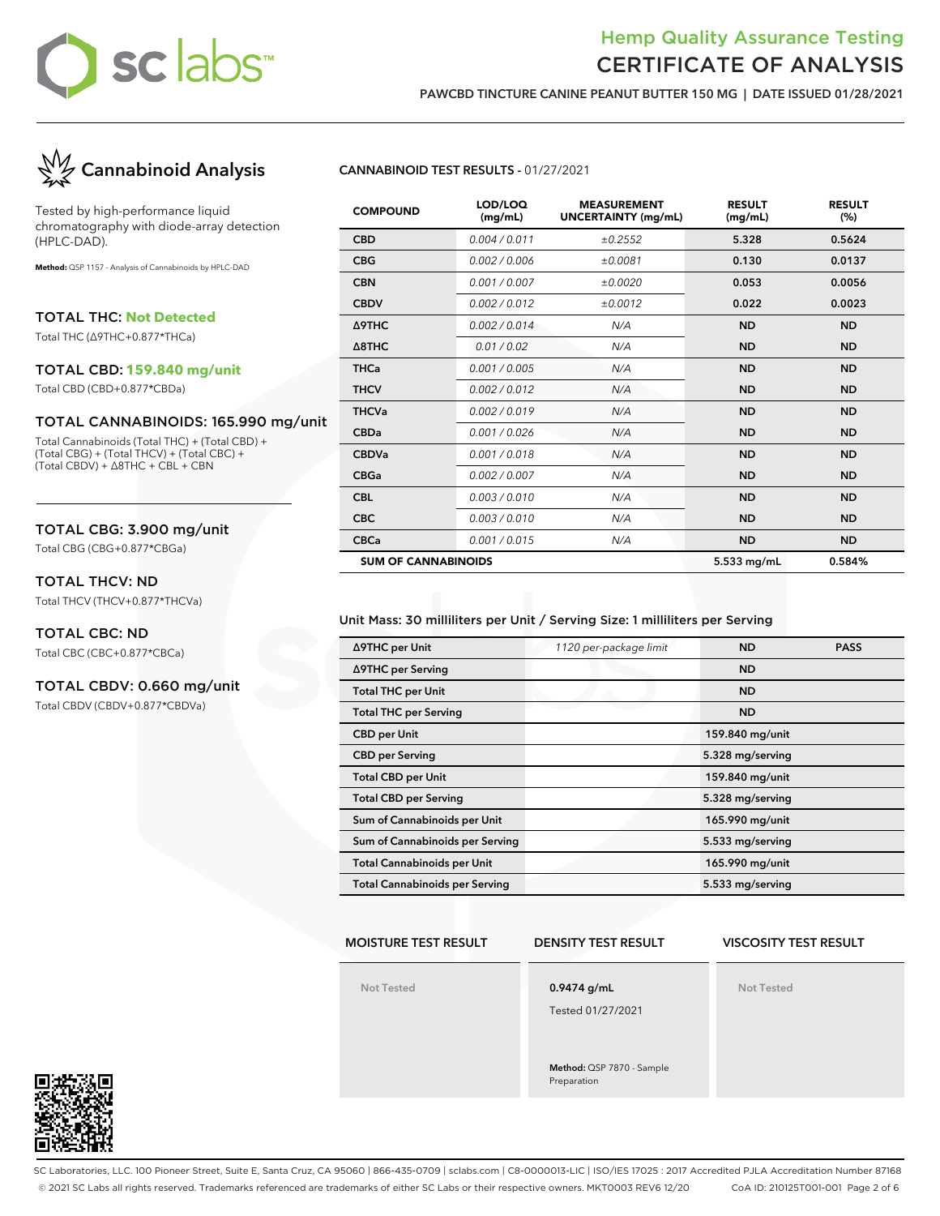# Hemp Quality Assurance Testing
# CERTIFICATE OF ANALYSIS

**PAWCBD TINCTURE CANINE PEANUT BUTTER 150 MG | DATE ISSUED 01/28/2021**

## Cannabinoid Analysis

Tested by high-performance liquid chromatography with diode-array detection (HPLC-DAD).

**Method:** QSP 1157 - Analysis of Cannabinoids by HPLC-DAD

### TOTAL THC: Not Detected
Total THC (Δ9THC+0.877*THCa)

### TOTAL CBD: 159.840 mg/unit
Total CBD (CBD+0.877*CBDa)

### TOTAL CANNABINOIDS: 165.990 mg/unit
Total Cannabinoids (Total THC) + (Total CBD) + (Total CBG) + (Total THCV) + (Total CBC) + (Total CBDV) + Δ8THC + CBL + CBN

### TOTAL CBG: 3.900 mg/unit
Total CBG (CBG+0.877*CBGa)

### TOTAL THCV: ND
Total THCV (THCV+0.877*THCVa)

### TOTAL CBC: ND
Total CBC (CBC+0.877*CBCa)

### TOTAL CBDV: 0.660 mg/unit
Total CBDV (CBDV+0.877*CBDVa)

**CANNABINOID TEST RESULTS** - 01/27/2021

| COMPOUND | LOD/LOQ (mg/mL) | MEASUREMENT UNCERTAINTY (mg/mL) | RESULT (mg/mL) | RESULT (%) |
|---|---|---|---|---|
| CBD | 0.004 / 0.011 | ±0.2552 | 5.328 | 0.5624 |
| CBG | 0.002 / 0.006 | ±0.0081 | 0.130 | 0.0137 |
| CBN | 0.001 / 0.007 | ±0.0020 | 0.053 | 0.0056 |
| CBDV | 0.002 / 0.012 | ±0.0012 | 0.022 | 0.0023 |
| Δ9THC | 0.002 / 0.014 | N/A | ND | ND |
| Δ8THC | 0.01 / 0.02 | N/A | ND | ND |
| THCa | 0.001 / 0.005 | N/A | ND | ND |
| THCV | 0.002 / 0.012 | N/A | ND | ND |
| THCVa | 0.002 / 0.019 | N/A | ND | ND |
| CBDa | 0.001 / 0.026 | N/A | ND | ND |
| CBDVa | 0.001 / 0.018 | N/A | ND | ND |
| CBGa | 0.002 / 0.007 | N/A | ND | ND |
| CBL | 0.003 / 0.010 | N/A | ND | ND |
| CBC | 0.003 / 0.010 | N/A | ND | ND |
| CBCa | 0.001 / 0.015 | N/A | ND | ND |
| **SUM OF CANNABINOIDS** | | | 5.533 mg/mL | 0.584% |

Unit Mass: 30 milliliters per Unit / Serving Size: 1 milliliters per Serving

| | | | |
|---|---|---|---|
| Δ9THC per Unit | 1120 per-package limit | ND | PASS |
| Δ9THC per Serving | | ND | |
| Total THC per Unit | | ND | |
| Total THC per Serving | | ND | |
| CBD per Unit | | 159.840 mg/unit | |
| CBD per Serving | | 5.328 mg/serving | |
| Total CBD per Unit | | 159.840 mg/unit | |
| Total CBD per Serving | | 5.328 mg/serving | |
| Sum of Cannabinoids per Unit | | 165.990 mg/unit | |
| Sum of Cannabinoids per Serving | | 5.533 mg/serving | |
| Total Cannabinoids per Unit | | 165.990 mg/unit | |
| Total Cannabinoids per Serving | | 5.533 mg/serving | |

| MOISTURE TEST RESULT | DENSITY TEST RESULT | VISCOSITY TEST RESULT |
|---|---|---|
| Not Tested | **0.9474 g/mL**<br>Tested 01/27/2021<br>**Method:** QSP 7870 - Sample Preparation | Not Tested |

SC Laboratories, LLC. 100 Pioneer Street, Suite E, Santa Cruz, CA 95060 | 866-435-0709 | sclabs.com | C8-0000013-LIC | ISO/IES 17025 : 2017 Accredited PJLA Accreditation Number 87168
© 2021 SC Labs all rights reserved. Trademarks referenced are trademarks of either SC Labs or their respective owners. MKT0003 REV6 12/20 CoA ID: 210125T001-001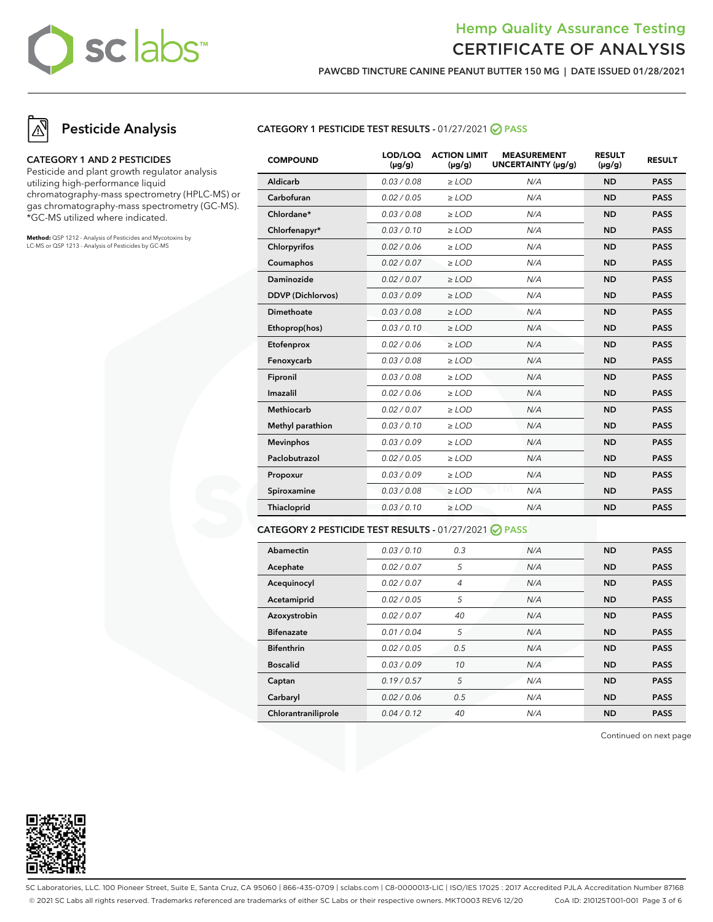## Pesticide Analysis

### CATEGORY 1 AND 2 PESTICIDES

Pesticide and plant growth regulator analysis utilizing high-performance liquid chromatography-mass spectrometry (HPLC-MS) or gas chromatography-mass spectrometry (GC-MS). *GC-MS utilized where indicated.

**Method:** QSP 1212 - Analysis of Pesticides and Mycotoxins by LC-MS or QSP 1213 - Analysis of Pesticides by GC-MS

### CATEGORY 1 PESTICIDE TEST RESULTS - 01/27/2021 PASS

| COMPOUND | LOD/LOQ (µg/g) | ACTION LIMIT (µg/g) | MEASUREMENT UNCERTAINTY (µg/g) | RESULT (µg/g) | RESULT |
|---|---|---|---|---|---|
| Aldicarb | 0.03 / 0.08 | ≥ LOD | N/A | ND | PASS |
| Carbofuran | 0.02 / 0.05 | ≥ LOD | N/A | ND | PASS |
| Chlordane* | 0.03 / 0.08 | ≥ LOD | N/A | ND | PASS |
| Chlorfenapyr* | 0.03 / 0.10 | ≥ LOD | N/A | ND | PASS |
| Chlorpyrifos | 0.02 / 0.06 | ≥ LOD | N/A | ND | PASS |
| Coumaphos | 0.02 / 0.07 | ≥ LOD | N/A | ND | PASS |
| Daminozide | 0.02 / 0.07 | ≥ LOD | N/A | ND | PASS |
| DDVP (Dichlorvos) | 0.03 / 0.09 | ≥ LOD | N/A | ND | PASS |
| Dimethoate | 0.03 / 0.08 | ≥ LOD | N/A | ND | PASS |
| Ethoprop(hos) | 0.03 / 0.10 | ≥ LOD | N/A | ND | PASS |
| Etofenprox | 0.02 / 0.06 | ≥ LOD | N/A | ND | PASS |
| Fenoxycarb | 0.03 / 0.08 | ≥ LOD | N/A | ND | PASS |
| Fipronil | 0.03 / 0.08 | ≥ LOD | N/A | ND | PASS |
| Imazalil | 0.02 / 0.06 | ≥ LOD | N/A | ND | PASS |
| Methiocarb | 0.02 / 0.07 | ≥ LOD | N/A | ND | PASS |
| Methyl parathion | 0.03 / 0.10 | ≥ LOD | N/A | ND | PASS |
| Mevinphos | 0.03 / 0.09 | ≥ LOD | N/A | ND | PASS |
| Paclobutrazol | 0.02 / 0.05 | ≥ LOD | N/A | ND | PASS |
| Propoxur | 0.03 / 0.09 | ≥ LOD | N/A | ND | PASS |
| Spiroxamine | 0.03 / 0.08 | ≥ LOD | N/A | ND | PASS |
| Thiacloprid | 0.03 / 0.10 | ≥ LOD | N/A | ND | PASS |

### CATEGORY 2 PESTICIDE TEST RESULTS - 01/27/2021 PASS

| COMPOUND | LOD/LOQ (µg/g) | ACTION LIMIT (µg/g) | MEASUREMENT UNCERTAINTY (µg/g) | RESULT (µg/g) | RESULT |
|---|---|---|---|---|---|
| Abamectin | 0.03 / 0.10 | 0.3 | N/A | ND | PASS |
| Acephate | 0.02 / 0.07 | 5 | N/A | ND | PASS |
| Acequinocyl | 0.02 / 0.07 | 4 | N/A | ND | PASS |
| Acetamiprid | 0.02 / 0.05 | 5 | N/A | ND | PASS |
| Azoxystrobin | 0.02 / 0.07 | 40 | N/A | ND | PASS |
| Bifenazate | 0.01 / 0.04 | 5 | N/A | ND | PASS |
| Bifenthrin | 0.02 / 0.05 | 0.5 | N/A | ND | PASS |
| Boscalid | 0.03 / 0.09 | 10 | N/A | ND | PASS |
| Captan | 0.19 / 0.57 | 5 | N/A | ND | PASS |
| Carbaryl | 0.02 / 0.06 | 0.5 | N/A | ND | PASS |
| Chlorantraniliprole | 0.04 / 0.12 | 40 | N/A | ND | PASS |

Continued on next page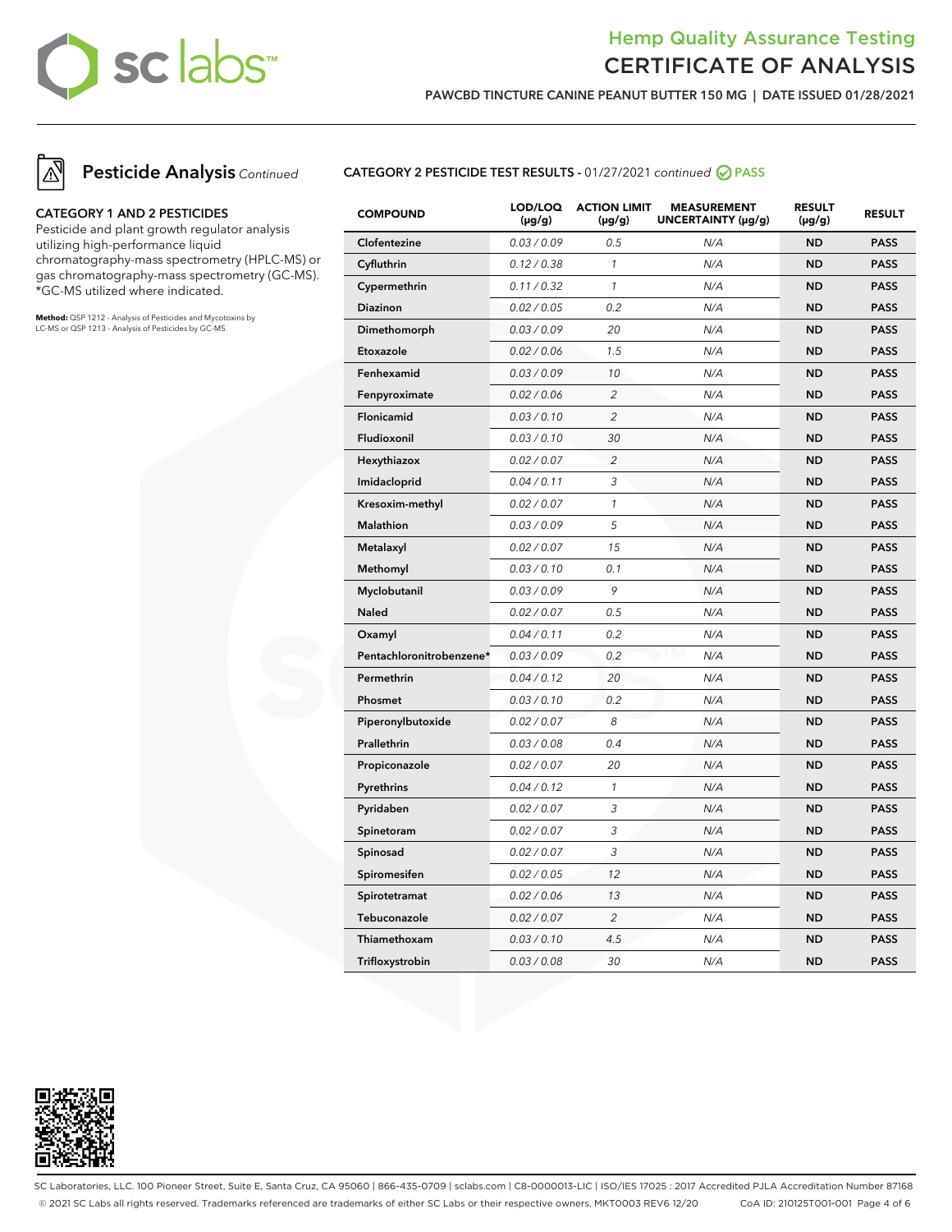# Hemp Quality Assurance Testing
# CERTIFICATE OF ANALYSIS

**PAWCBD TINCTURE CANINE PEANUT BUTTER 150 MG | DATE ISSUED 01/28/2021**

## Pesticide Analysis *Continued*

### CATEGORY 1 AND 2 PESTICIDES

Pesticide and plant growth regulator analysis utilizing high-performance liquid chromatography-mass spectrometry (HPLC-MS) or gas chromatography-mass spectrometry (GC-MS). *GC-MS utilized where indicated.

**Method:** QSP 1212 - Analysis of Pesticides and Mycotoxins by LC-MS or QSP 1213 - Analysis of Pesticides by GC-MS

### CATEGORY 2 PESTICIDE TEST RESULTS - 01/27/2021 *continued* PASS

| COMPOUND | LOD/LOQ (μg/g) | ACTION LIMIT (μg/g) | MEASUREMENT UNCERTAINTY (μg/g) | RESULT (μg/g) | RESULT |
|---|---|---|---|---|---|
| Clofentezine | 0.03 / 0.09 | 0.5 | N/A | ND | PASS |
| Cyfluthrin | 0.12 / 0.38 | 1 | N/A | ND | PASS |
| Cypermethrin | 0.11 / 0.32 | 1 | N/A | ND | PASS |
| Diazinon | 0.02 / 0.05 | 0.2 | N/A | ND | PASS |
| Dimethomorph | 0.03 / 0.09 | 20 | N/A | ND | PASS |
| Etoxazole | 0.02 / 0.06 | 1.5 | N/A | ND | PASS |
| Fenhexamid | 0.03 / 0.09 | 10 | N/A | ND | PASS |
| Fenpyroximate | 0.02 / 0.06 | 2 | N/A | ND | PASS |
| Flonicamid | 0.03 / 0.10 | 2 | N/A | ND | PASS |
| Fludioxonil | 0.03 / 0.10 | 30 | N/A | ND | PASS |
| Hexythiazox | 0.02 / 0.07 | 2 | N/A | ND | PASS |
| Imidacloprid | 0.04 / 0.11 | 3 | N/A | ND | PASS |
| Kresoxim-methyl | 0.02 / 0.07 | 1 | N/A | ND | PASS |
| Malathion | 0.03 / 0.09 | 5 | N/A | ND | PASS |
| Metalaxyl | 0.02 / 0.07 | 15 | N/A | ND | PASS |
| Methomyl | 0.03 / 0.10 | 0.1 | N/A | ND | PASS |
| Myclobutanil | 0.03 / 0.09 | 9 | N/A | ND | PASS |
| Naled | 0.02 / 0.07 | 0.5 | N/A | ND | PASS |
| Oxamyl | 0.04 / 0.11 | 0.2 | N/A | ND | PASS |
| Pentachloronitrobenzene* | 0.03 / 0.09 | 0.2 | N/A | ND | PASS |
| Permethrin | 0.04 / 0.12 | 20 | N/A | ND | PASS |
| Phosmet | 0.03 / 0.10 | 0.2 | N/A | ND | PASS |
| Piperonylbutoxide | 0.02 / 0.07 | 8 | N/A | ND | PASS |
| Prallethrin | 0.03 / 0.08 | 0.4 | N/A | ND | PASS |
| Propiconazole | 0.02 / 0.07 | 20 | N/A | ND | PASS |
| Pyrethrins | 0.04 / 0.12 | 1 | N/A | ND | PASS |
| Pyridaben | 0.02 / 0.07 | 3 | N/A | ND | PASS |
| Spinetoram | 0.02 / 0.07 | 3 | N/A | ND | PASS |
| Spinosad | 0.02 / 0.07 | 3 | N/A | ND | PASS |
| Spiromesifen | 0.02 / 0.05 | 12 | N/A | ND | PASS |
| Spirotetramat | 0.02 / 0.06 | 13 | N/A | ND | PASS |
| Tebuconazole | 0.02 / 0.07 | 2 | N/A | ND | PASS |
| Thiamethoxam | 0.03 / 0.10 | 4.5 | N/A | ND | PASS |
| Trifloxystrobin | 0.03 / 0.08 | 30 | N/A | ND | PASS |

SC Laboratories, LLC. 100 Pioneer Street, Suite E, Santa Cruz, CA 95060 | 866-435-0709 | sclabs.com | C8-0000013-LIC | ISO/IES 17025 : 2017 Accredited PJLA Accreditation Number 87168
© 2021 SC Labs all rights reserved. Trademarks referenced are trademarks of either SC Labs or their respective owners. MKT0003 REV6 12/20 CoA ID: 210125T001-001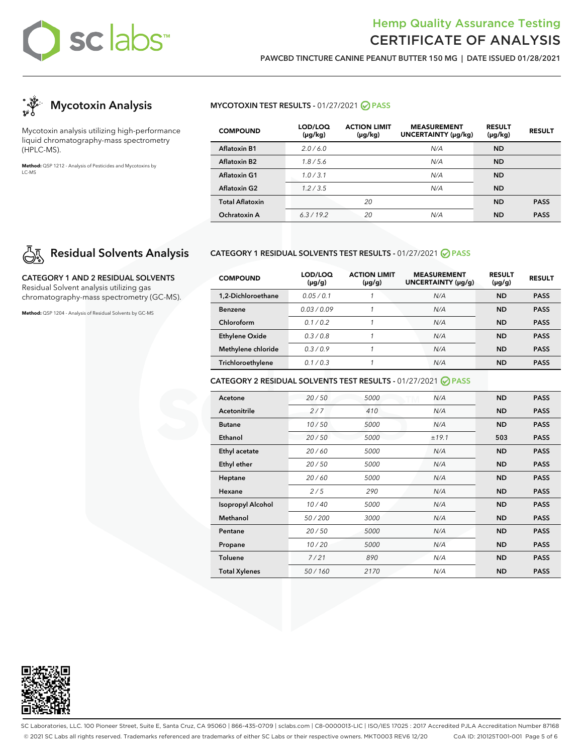# Mycotoxin Analysis

Mycotoxin analysis utilizing high-performance liquid chromatography-mass spectrometry (HPLC-MS).

**Method:** QSP 1212 - Analysis of Pesticides and Mycotoxins by LC-MS

## MYCOTOXIN TEST RESULTS - 01/27/2021 PASS

| COMPOUND | LOD/LOQ (μg/kg) | ACTION LIMIT (μg/kg) | MEASUREMENT UNCERTAINTY (μg/kg) | RESULT (μg/kg) | RESULT |
|---|---|---|---|---|---|
| Aflatoxin B1 | 2.0 / 6.0 | | N/A | ND | |
| Aflatoxin B2 | 1.8 / 5.6 | | N/A | ND | |
| Aflatoxin G1 | 1.0 / 3.1 | | N/A | ND | |
| Aflatoxin G2 | 1.2 / 3.5 | | N/A | ND | |
| Total Aflatoxin | | 20 | | ND | PASS |
| Ochratoxin A | 6.3 / 19.2 | 20 | N/A | ND | PASS |

# Residual Solvents Analysis

**CATEGORY 1 AND 2 RESIDUAL SOLVENTS**
Residual Solvent analysis utilizing gas chromatography-mass spectrometry (GC-MS).

**Method:** QSP 1204 - Analysis of Residual Solvents by GC-MS

## CATEGORY 1 RESIDUAL SOLVENTS TEST RESULTS - 01/27/2021 PASS

| COMPOUND | LOD/LOQ (μg/g) | ACTION LIMIT (μg/g) | MEASUREMENT UNCERTAINTY (μg/g) | RESULT (μg/g) | RESULT |
|---|---|---|---|---|---|
| 1,2-Dichloroethane | 0.05 / 0.1 | 1 | N/A | ND | PASS |
| Benzene | 0.03 / 0.09 | 1 | N/A | ND | PASS |
| Chloroform | 0.1 / 0.2 | 1 | N/A | ND | PASS |
| Ethylene Oxide | 0.3 / 0.8 | 1 | N/A | ND | PASS |
| Methylene chloride | 0.3 / 0.9 | 1 | N/A | ND | PASS |
| Trichloroethylene | 0.1 / 0.3 | 1 | N/A | ND | PASS |

## CATEGORY 2 RESIDUAL SOLVENTS TEST RESULTS - 01/27/2021 PASS

| COMPOUND | LOD/LOQ (μg/g) | ACTION LIMIT (μg/g) | MEASUREMENT UNCERTAINTY (μg/g) | RESULT (μg/g) | RESULT |
|---|---|---|---|---|---|
| Acetone | 20 / 50 | 5000 | N/A | ND | PASS |
| Acetonitrile | 2 / 7 | 410 | N/A | ND | PASS |
| Butane | 10 / 50 | 5000 | N/A | ND | PASS |
| Ethanol | 20 / 50 | 5000 | ±19.1 | 503 | PASS |
| Ethyl acetate | 20 / 60 | 5000 | N/A | ND | PASS |
| Ethyl ether | 20 / 50 | 5000 | N/A | ND | PASS |
| Heptane | 20 / 60 | 5000 | N/A | ND | PASS |
| Hexane | 2 / 5 | 290 | N/A | ND | PASS |
| Isopropyl Alcohol | 10 / 40 | 5000 | N/A | ND | PASS |
| Methanol | 50 / 200 | 3000 | N/A | ND | PASS |
| Pentane | 20 / 50 | 5000 | N/A | ND | PASS |
| Propane | 10 / 20 | 5000 | N/A | ND | PASS |
| Toluene | 7 / 21 | 890 | N/A | ND | PASS |
| Total Xylenes | 50 / 160 | 2170 | N/A | ND | PASS |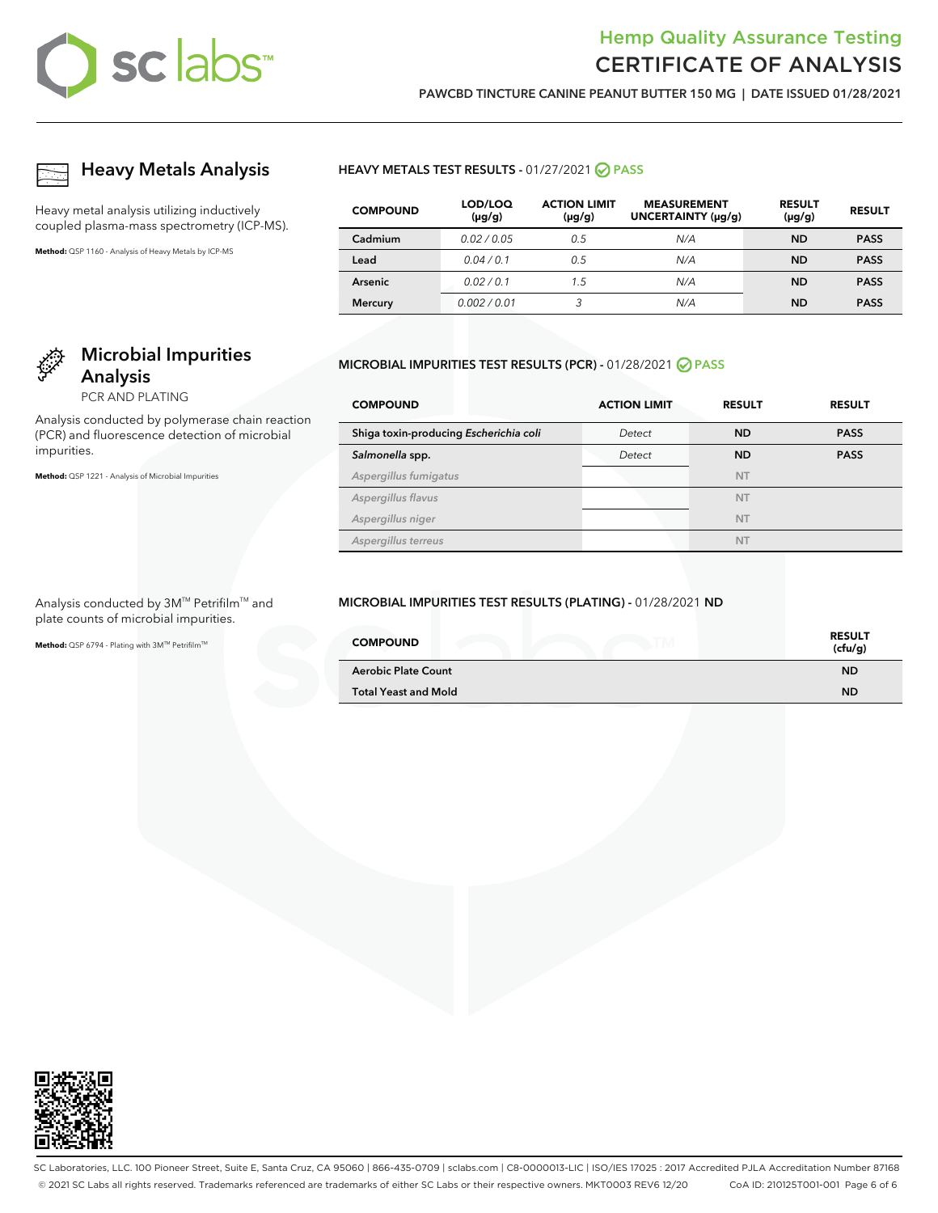# Hemp Quality Assurance Testing
# CERTIFICATE OF ANALYSIS

**PAWCBD TINCTURE CANINE PEANUT BUTTER 150 MG | DATE ISSUED 01/28/2021**

## Heavy Metals Analysis

Heavy metal analysis utilizing inductively coupled plasma-mass spectrometry (ICP-MS).

**Method:** QSP 1160 - Analysis of Heavy Metals by ICP-MS

### HEAVY METALS TEST RESULTS - 01/27/2021 PASS

| COMPOUND | LOD/LOQ (μg/g) | ACTION LIMIT (μg/g) | MEASUREMENT UNCERTAINTY (μg/g) | RESULT (μg/g) | RESULT |
|---|---|---|---|---|---|
| Cadmium | *0.02 / 0.05* | *0.5* | *N/A* | **ND** | **PASS** |
| Lead | *0.04 / 0.1* | *0.5* | *N/A* | **ND** | **PASS** |
| Arsenic | *0.02 / 0.1* | *1.5* | *N/A* | **ND** | **PASS** |
| Mercury | *0.002 / 0.01* | *3* | *N/A* | **ND** | **PASS** |

## Microbial Impurities Analysis

PCR AND PLATING

Analysis conducted by polymerase chain reaction (PCR) and fluorescence detection of microbial impurities.

**Method:** QSP 1221 - Analysis of Microbial Impurities

### MICROBIAL IMPURITIES TEST RESULTS (PCR) - 01/28/2021 PASS

| COMPOUND | ACTION LIMIT | RESULT | RESULT |
|---|---|---|---|
| Shiga toxin-producing *Escherichia coli* | *Detect* | **ND** | **PASS** |
| *Salmonella* spp. | *Detect* | **ND** | **PASS** |
| *Aspergillus fumigatus* | | NT | |
| *Aspergillus flavus* | | NT | |
| *Aspergillus niger* | | NT | |
| *Aspergillus terreus* | | NT | |

Analysis conducted by 3M™ Petrifilm™ and plate counts of microbial impurities.

**Method:** QSP 6794 - Plating with 3M™ Petrifilm™

### MICROBIAL IMPURITIES TEST RESULTS (PLATING) - 01/28/2021 ND

| COMPOUND | RESULT (cfu/g) |
|---|---|
| **Aerobic Plate Count** | **ND** |
| **Total Yeast and Mold** | **ND** |

SC Laboratories, LLC. 100 Pioneer Street, Suite E, Santa Cruz, CA 95060 | 866-435-0709 | sclabs.com | C8-0000013-LIC | ISO/IES 17025 : 2017 Accredited PJLA Accreditation Number 87168

© 2021 SC Labs all rights reserved. Trademarks referenced are trademarks of either SC Labs or their respective owners. MKT0003 REV6 12/20 CoA ID: 210125T001-001